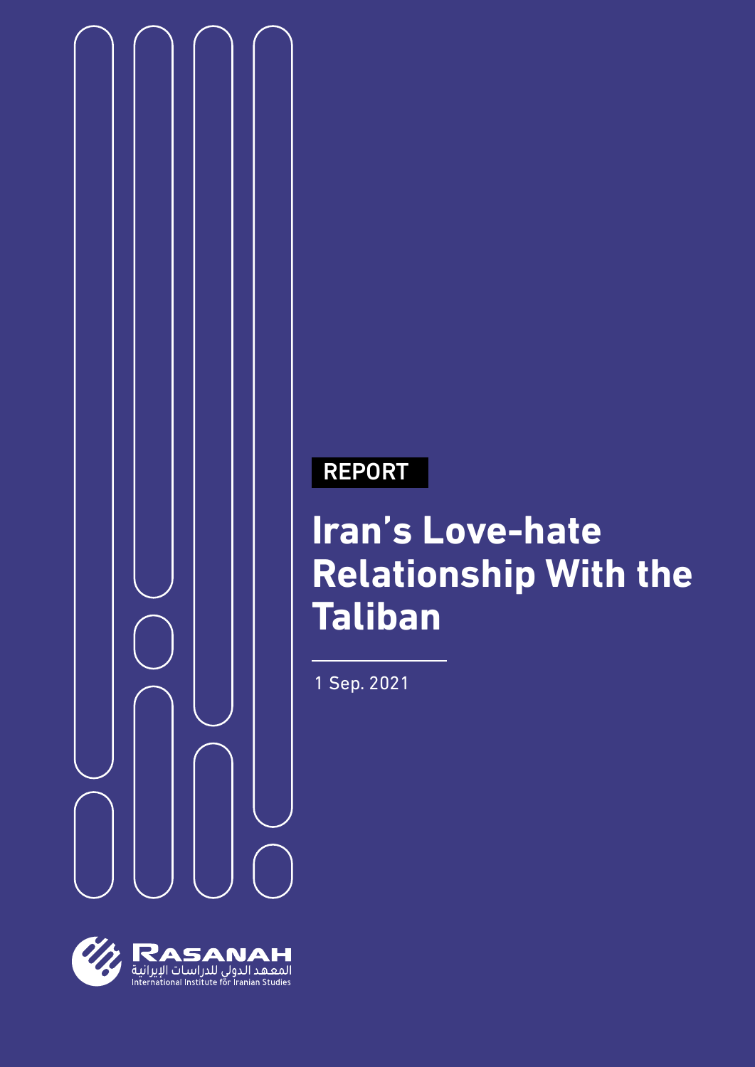REPORT

# Iran's Love-hate Relationship With the Taliban

1 Sep. 2021

RASANAH

المعهد الدولي للدراسات الإيرانية

International Institute for Iranian Studies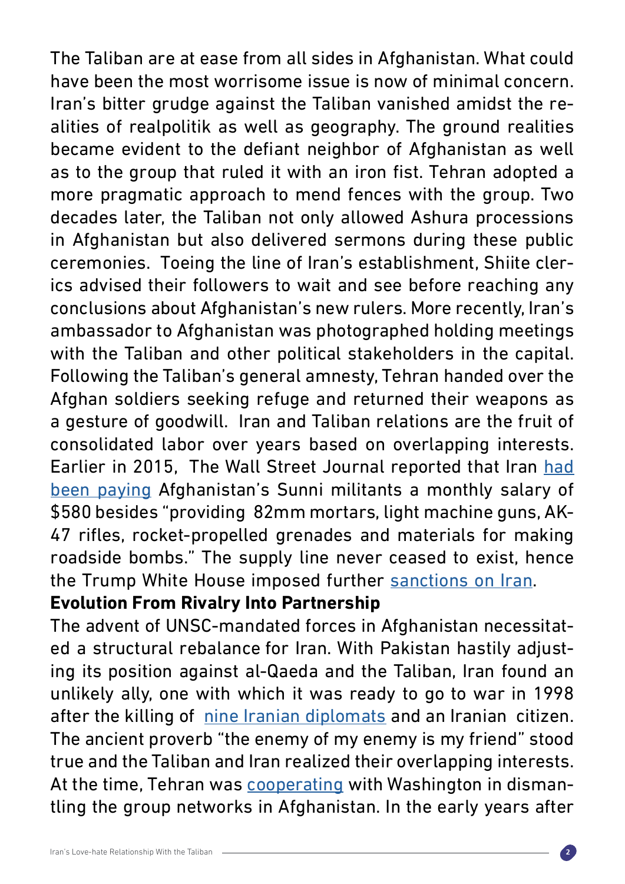The Taliban are at ease from all sides in Afghanistan. What could have been the most worrisome issue is now of minimal concern. Iran's bitter grudge against the Taliban vanished amidst the realities of realpolitik as well as geography. The ground realities became evident to the defiant neighbor of Afghanistan as well as to the group that ruled it with an iron fist. Tehran adopted a more pragmatic approach to mend fences with the group. Two decades later, the Taliban not only allowed Ashura processions in Afghanistan but also delivered sermons during these public ceremonies. Toeing the line of Iran's establishment, Shiite clerics advised their followers to wait and see before reaching any conclusions about Afghanistan's new rulers. More recently, Iran's ambassador to Afghanistan was photographed holding meetings with the Taliban and other political stakeholders in the capital. Following the Taliban's general amnesty, Tehran handed over the Afghan soldiers seeking refuge and returned their weapons as a gesture of goodwill. Iran and Taliban relations are the fruit of consolidated labor over years based on overlapping interests. Earlier in 2015, The Wall Street Journal reported that Iran had been paying Afghanistan's Sunni militants a monthly salary of $580 besides "providing 82mm mortars, light machine guns, AK-47 rifles, rocket-propelled grenades and materials for making roadside bombs." The supply line never ceased to exist, hence the Trump White House imposed further sanctions on Iran.

**Evolution From Rivalry Into Partnership**

The advent of UNSC-mandated forces in Afghanistan necessitated a structural rebalance for Iran. With Pakistan hastily adjusting its position against al-Qaeda and the Taliban, Iran found an unlikely ally, one with which it was ready to go to war in 1998 after the killing of nine Iranian diplomats and an Iranian citizen. The ancient proverb "the enemy of my enemy is my friend" stood true and the Taliban and Iran realized their overlapping interests. At the time, Tehran was cooperating with Washington in dismantling the group networks in Afghanistan. In the early years after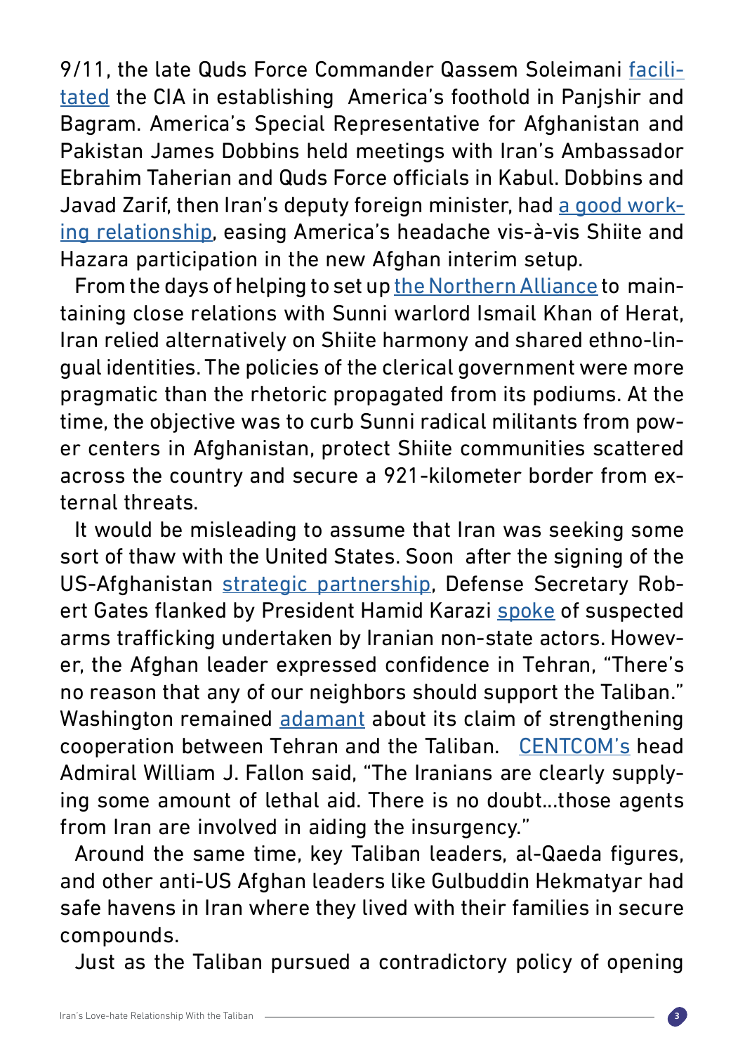9/11, the late Quds Force Commander Qassem Soleimani facilitated the CIA in establishing America's foothold in Panjshir and Bagram. America's Special Representative for Afghanistan and Pakistan James Dobbins held meetings with Iran's Ambassador Ebrahim Taherian and Quds Force officials in Kabul. Dobbins and Javad Zarif, then Iran's deputy foreign minister, had a good working relationship, easing America's headache vis-à-vis Shiite and Hazara participation in the new Afghan interim setup.

From the days of helping to set up the Northern Alliance to maintaining close relations with Sunni warlord Ismail Khan of Herat, Iran relied alternatively on Shiite harmony and shared ethno-lingual identities. The policies of the clerical government were more pragmatic than the rhetoric propagated from its podiums. At the time, the objective was to curb Sunni radical militants from power centers in Afghanistan, protect Shiite communities scattered across the country and secure a 921-kilometer border from external threats.

It would be misleading to assume that Iran was seeking some sort of thaw with the United States. Soon after the signing of the US-Afghanistan strategic partnership, Defense Secretary Robert Gates flanked by President Hamid Karazi spoke of suspected arms trafficking undertaken by Iranian non-state actors. However, the Afghan leader expressed confidence in Tehran, "There's no reason that any of our neighbors should support the Taliban." Washington remained adamant about its claim of strengthening cooperation between Tehran and the Taliban. CENTCOM's head Admiral William J. Fallon said, "The Iranians are clearly supplying some amount of lethal aid. There is no doubt…those agents from Iran are involved in aiding the insurgency."

Around the same time, key Taliban leaders, al-Qaeda figures, and other anti-US Afghan leaders like Gulbuddin Hekmatyar had safe havens in Iran where they lived with their families in secure compounds.

Just as the Taliban pursued a contradictory policy of opening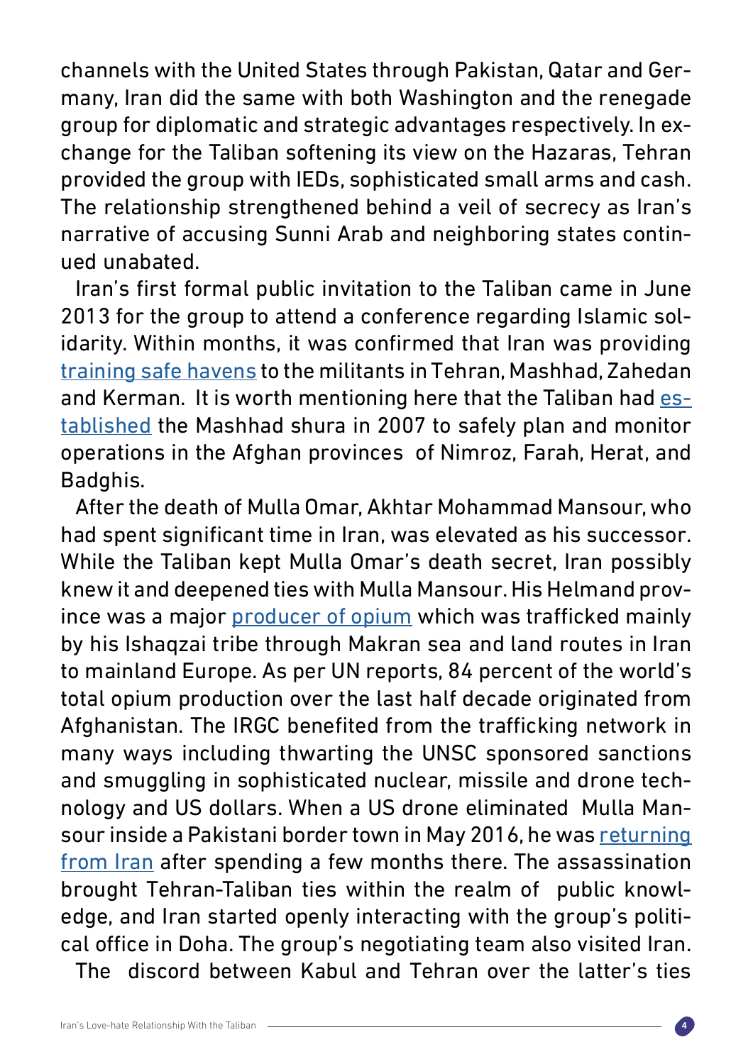channels with the United States through Pakistan, Qatar and Germany, Iran did the same with both Washington and the renegade group for diplomatic and strategic advantages respectively. In exchange for the Taliban softening its view on the Hazaras, Tehran provided the group with IEDs, sophisticated small arms and cash. The relationship strengthened behind a veil of secrecy as Iran's narrative of accusing Sunni Arab and neighboring states continued unabated.

Iran's first formal public invitation to the Taliban came in June 2013 for the group to attend a conference regarding Islamic solidarity. Within months, it was confirmed that Iran was providing training safe havens to the militants in Tehran, Mashhad, Zahedan and Kerman. It is worth mentioning here that the Taliban had established the Mashhad shura in 2007 to safely plan and monitor operations in the Afghan provinces of Nimroz, Farah, Herat, and Badghis.

After the death of Mulla Omar, Akhtar Mohammad Mansour, who had spent significant time in Iran, was elevated as his successor. While the Taliban kept Mulla Omar's death secret, Iran possibly knew it and deepened ties with Mulla Mansour. His Helmand province was a major producer of opium which was trafficked mainly by his Ishaqzai tribe through Makran sea and land routes in Iran to mainland Europe. As per UN reports, 84 percent of the world's total opium production over the last half decade originated from Afghanistan. The IRGC benefited from the trafficking network in many ways including thwarting the UNSC sponsored sanctions and smuggling in sophisticated nuclear, missile and drone technology and US dollars. When a US drone eliminated Mulla Mansour inside a Pakistani border town in May 2016, he was returning from Iran after spending a few months there. The assassination brought Tehran-Taliban ties within the realm of public knowledge, and Iran started openly interacting with the group's political office in Doha. The group's negotiating team also visited Iran.

The discord between Kabul and Tehran over the latter's ties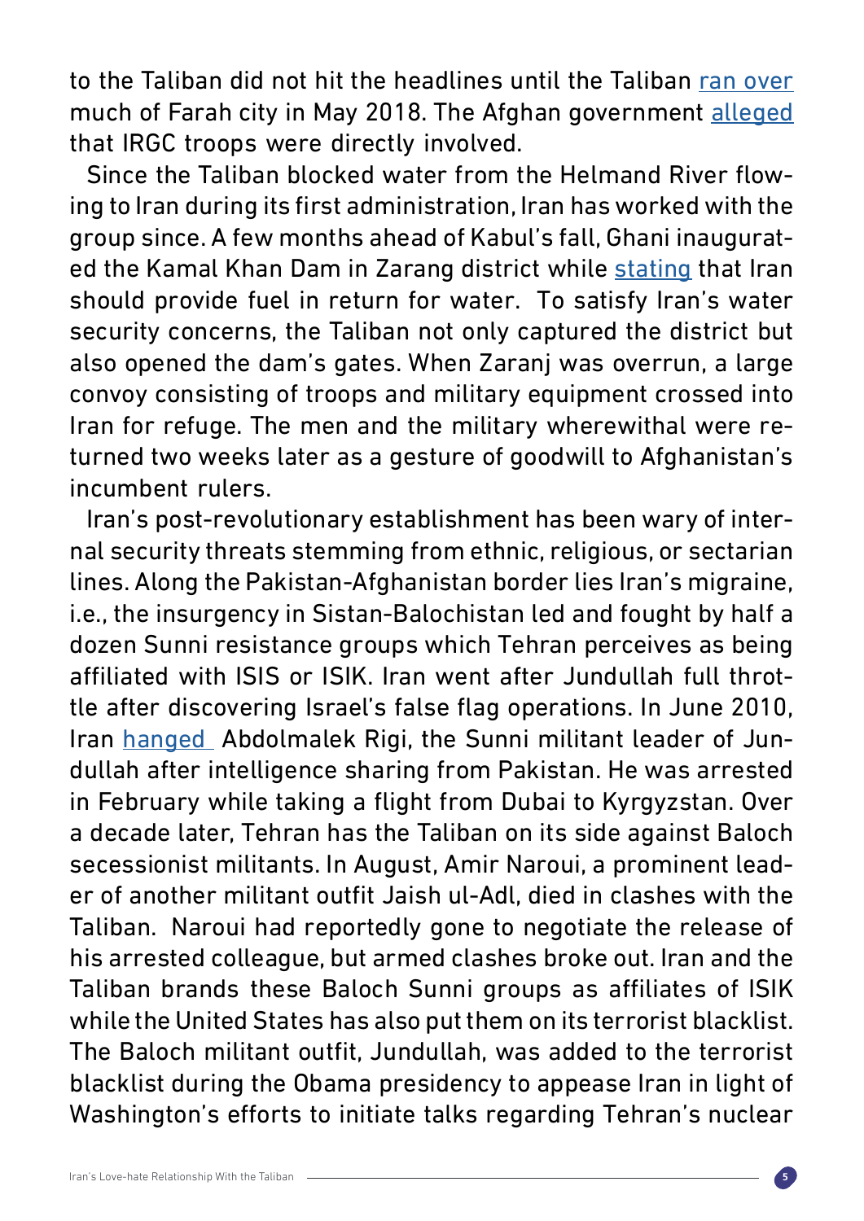to the Taliban did not hit the headlines until the Taliban ran over much of Farah city in May 2018. The Afghan government alleged that IRGC troops were directly involved.

Since the Taliban blocked water from the Helmand River flowing to Iran during its first administration, Iran has worked with the group since. A few months ahead of Kabul's fall, Ghani inaugurated the Kamal Khan Dam in Zarang district while stating that Iran should provide fuel in return for water. To satisfy Iran's water security concerns, the Taliban not only captured the district but also opened the dam's gates. When Zaranj was overrun, a large convoy consisting of troops and military equipment crossed into Iran for refuge. The men and the military wherewithal were returned two weeks later as a gesture of goodwill to Afghanistan's incumbent rulers.

Iran's post-revolutionary establishment has been wary of internal security threats stemming from ethnic, religious, or sectarian lines. Along the Pakistan-Afghanistan border lies Iran's migraine, i.e., the insurgency in Sistan-Balochistan led and fought by half a dozen Sunni resistance groups which Tehran perceives as being affiliated with ISIS or ISIK. Iran went after Jundullah full throttle after discovering Israel's false flag operations. In June 2010, Iran hanged Abdolmalek Rigi, the Sunni militant leader of Jundullah after intelligence sharing from Pakistan. He was arrested in February while taking a flight from Dubai to Kyrgyzstan. Over a decade later, Tehran has the Taliban on its side against Baloch secessionist militants. In August, Amir Naroui, a prominent leader of another militant outfit Jaish ul-Adl, died in clashes with the Taliban. Naroui had reportedly gone to negotiate the release of his arrested colleague, but armed clashes broke out. Iran and the Taliban brands these Baloch Sunni groups as affiliates of ISIK while the United States has also put them on its terrorist blacklist. The Baloch militant outfit, Jundullah, was added to the terrorist blacklist during the Obama presidency to appease Iran in light of Washington's efforts to initiate talks regarding Tehran's nuclear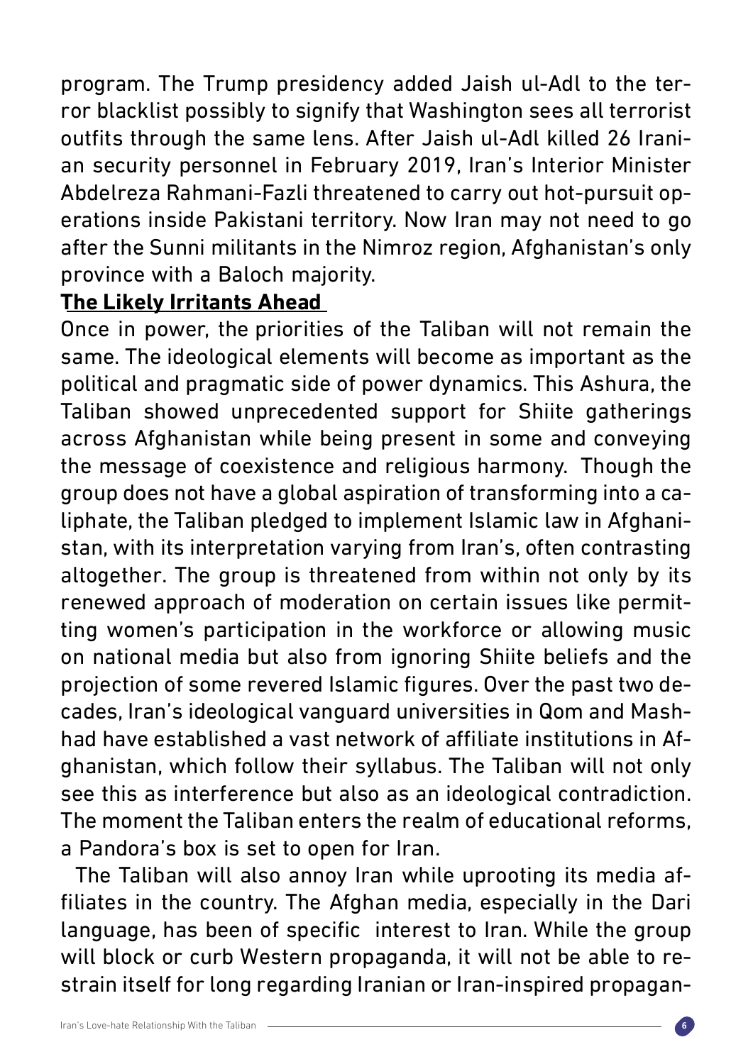program. The Trump presidency added Jaish ul-Adl to the terror blacklist possibly to signify that Washington sees all terrorist outfits through the same lens. After Jaish ul-Adl killed 26 Iranian security personnel in February 2019, Iran's Interior Minister Abdelreza Rahmani-Fazli threatened to carry out hot-pursuit operations inside Pakistani territory. Now Iran may not need to go after the Sunni militants in the Nimroz region, Afghanistan's only province with a Baloch majority.

## **The Likely Irritants Ahead**

Once in power, the priorities of the Taliban will not remain the same. The ideological elements will become as important as the political and pragmatic side of power dynamics. This Ashura, the Taliban showed unprecedented support for Shiite gatherings across Afghanistan while being present in some and conveying the message of coexistence and religious harmony. Though the group does not have a global aspiration of transforming into a caliphate, the Taliban pledged to implement Islamic law in Afghanistan, with its interpretation varying from Iran's, often contrasting altogether. The group is threatened from within not only by its renewed approach of moderation on certain issues like permitting women's participation in the workforce or allowing music on national media but also from ignoring Shiite beliefs and the projection of some revered Islamic figures. Over the past two decades, Iran's ideological vanguard universities in Qom and Mashhad have established a vast network of affiliate institutions in Afghanistan, which follow their syllabus. The Taliban will not only see this as interference but also as an ideological contradiction. The moment the Taliban enters the realm of educational reforms, a Pandora's box is set to open for Iran.

The Taliban will also annoy Iran while uprooting its media affiliates in the country. The Afghan media, especially in the Dari language, has been of specific interest to Iran. While the group will block or curb Western propaganda, it will not be able to restrain itself for long regarding Iranian or Iran-inspired propagan-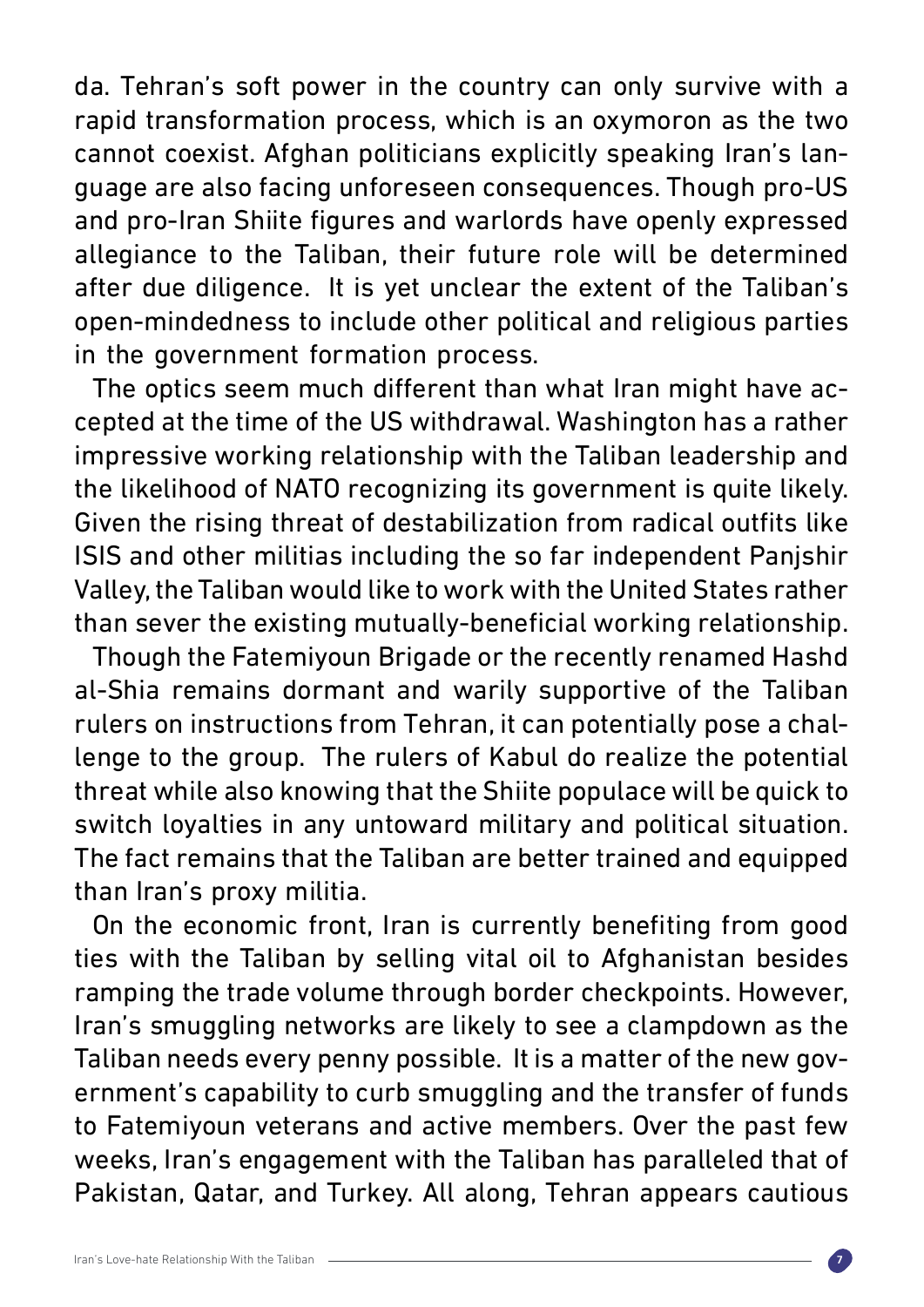da. Tehran's soft power in the country can only survive with a rapid transformation process, which is an oxymoron as the two cannot coexist. Afghan politicians explicitly speaking Iran's language are also facing unforeseen consequences. Though pro-US and pro-Iran Shiite figures and warlords have openly expressed allegiance to the Taliban, their future role will be determined after due diligence. It is yet unclear the extent of the Taliban's open-mindedness to include other political and religious parties in the government formation process.

The optics seem much different than what Iran might have accepted at the time of the US withdrawal. Washington has a rather impressive working relationship with the Taliban leadership and the likelihood of NATO recognizing its government is quite likely. Given the rising threat of destabilization from radical outfits like ISIS and other militias including the so far independent Panjshir Valley, the Taliban would like to work with the United States rather than sever the existing mutually-beneficial working relationship.

Though the Fatemiyoun Brigade or the recently renamed Hashd al-Shia remains dormant and warily supportive of the Taliban rulers on instructions from Tehran, it can potentially pose a challenge to the group. The rulers of Kabul do realize the potential threat while also knowing that the Shiite populace will be quick to switch loyalties in any untoward military and political situation. The fact remains that the Taliban are better trained and equipped than Iran's proxy militia.

On the economic front, Iran is currently benefiting from good ties with the Taliban by selling vital oil to Afghanistan besides ramping the trade volume through border checkpoints. However, Iran's smuggling networks are likely to see a clampdown as the Taliban needs every penny possible. It is a matter of the new government's capability to curb smuggling and the transfer of funds to Fatemiyoun veterans and active members. Over the past few weeks, Iran's engagement with the Taliban has paralleled that of Pakistan, Qatar, and Turkey. All along, Tehran appears cautious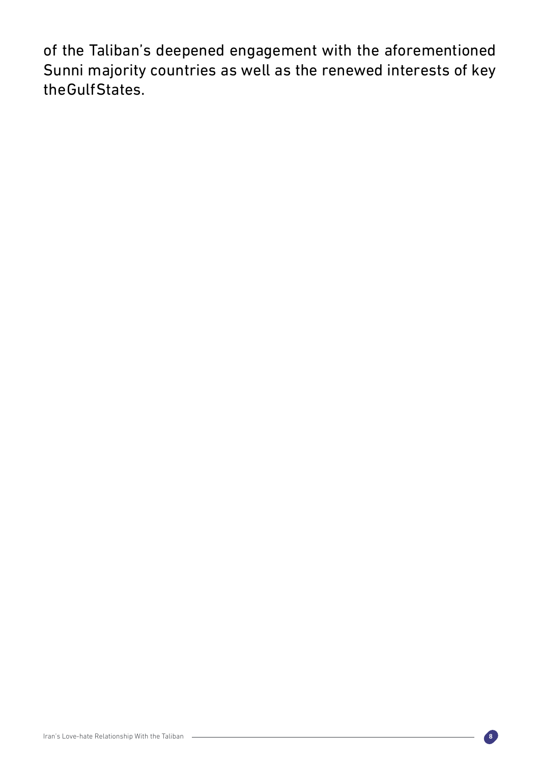of the Taliban's deepened engagement with the aforementioned Sunni majority countries as well as the renewed interests of key theGulfStates.